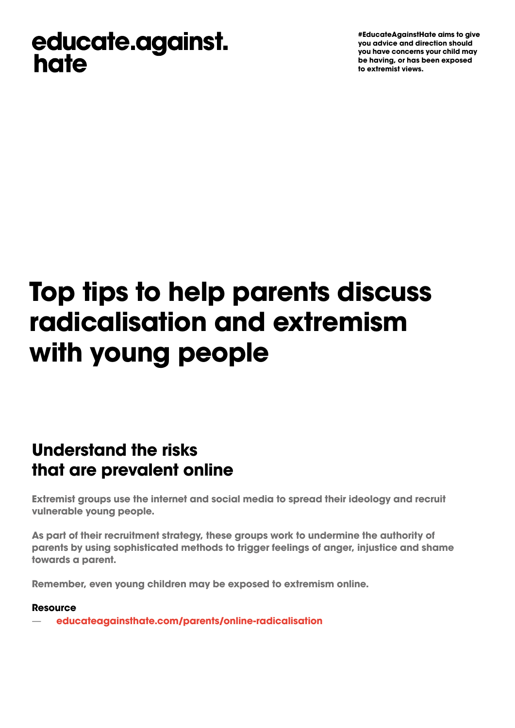educate.against.
hate

**#EducateAgainstHate aims to give you advice and direction should you have concerns your child may be having, or has been exposed to extremist views.**

# Top tips to help parents discuss radicalisation and extremism with young people

## Understand the risks that are prevalent online

Extremist groups use the internet and social media to spread their ideology and recruit vulnerable young people.

As part of their recruitment strategy, these groups work to undermine the authority of parents by using sophisticated methods to trigger feelings of anger, injustice and shame towards a parent.

Remember, even young children may be exposed to extremism online.

**Resource**

— educateagainsthate.com/parents/online-radicalisation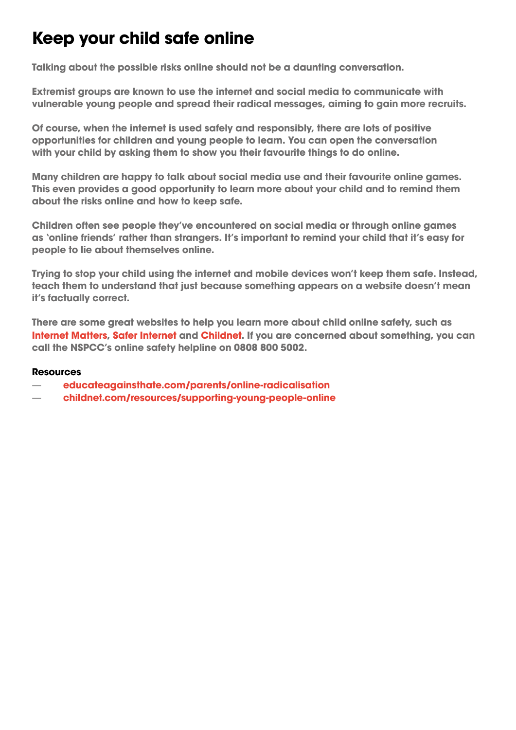# Keep your child safe online

**Talking about the possible risks online should not be a daunting conversation.**

**Extremist groups are known to use the internet and social media to communicate with vulnerable young people and spread their radical messages, aiming to gain more recruits.**

**Of course, when the internet is used safely and responsibly, there are lots of positive opportunities for children and young people to learn. You can open the conversation with your child by asking them to show you their favourite things to do online.**

**Many children are happy to talk about social media use and their favourite online games. This even provides a good opportunity to learn more about your child and to remind them about the risks online and how to keep safe.**

**Children often see people they've encountered on social media or through online games as 'online friends' rather than strangers. It's important to remind your child that it's easy for people to lie about themselves online.**

**Trying to stop your child using the internet and mobile devices won't keep them safe. Instead, teach them to understand that just because something appears on a website doesn't mean it's factually correct.**

**There are some great websites to help you learn more about child online safety, such as Internet Matters, Safer Internet and Childnet. If you are concerned about something, you can call the NSPCC's online safety helpline on 0808 800 5002.**

**Resources**

- **educateagainsthate.com/parents/online-radicalisation**
- **childnet.com/resources/supporting-young-people-online**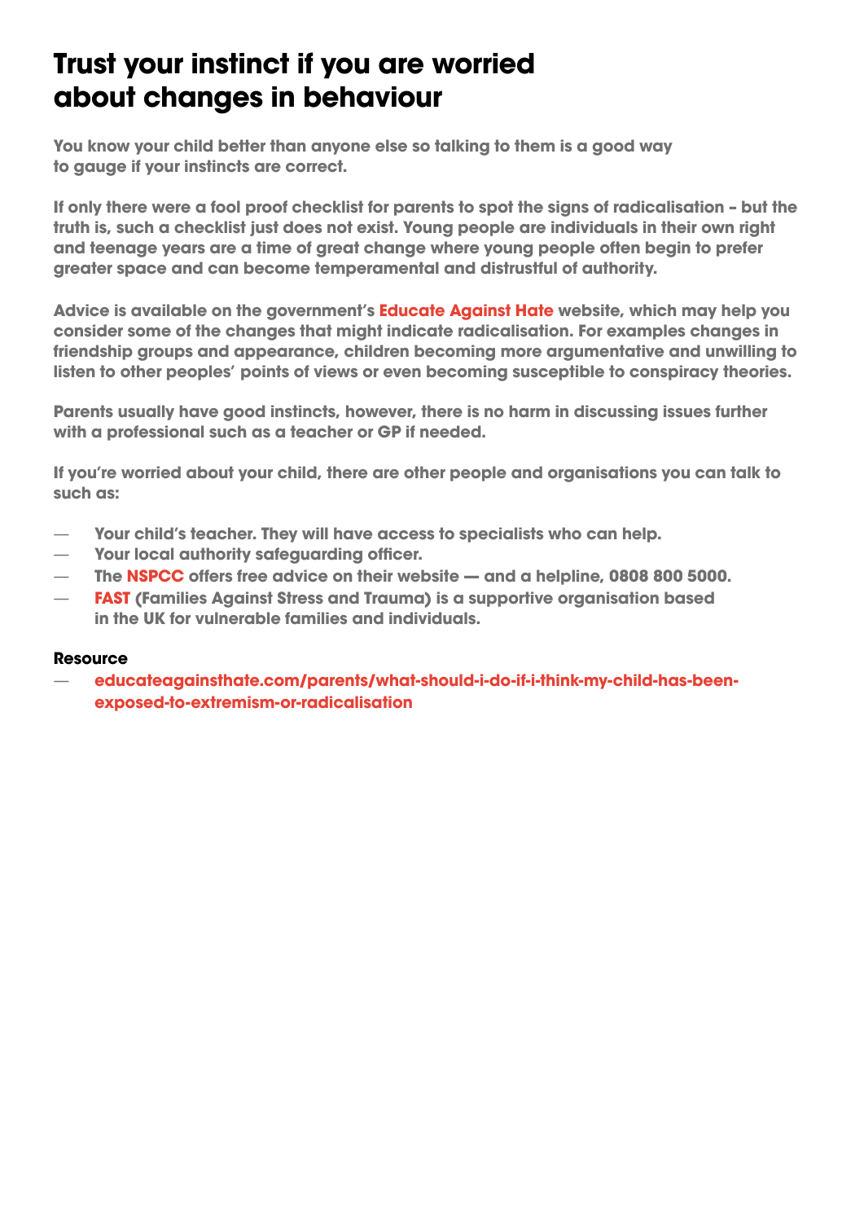# Trust your instinct if you are worried about changes in behaviour

**You know your child better than anyone else so talking to them is a good way to gauge if your instincts are correct.**

**If only there were a fool proof checklist for parents to spot the signs of radicalisation – but the truth is, such a checklist just does not exist. Young people are individuals in their own right and teenage years are a time of great change where young people often begin to prefer greater space and can become temperamental and distrustful of authority.**

**Advice is available on the government's Educate Against Hate website, which may help you consider some of the changes that might indicate radicalisation. For examples changes in friendship groups and appearance, children becoming more argumentative and unwilling to listen to other peoples' points of views or even becoming susceptible to conspiracy theories.**

**Parents usually have good instincts, however, there is no harm in discussing issues further with a professional such as a teacher or GP if needed.**

**If you're worried about your child, there are other people and organisations you can talk to such as:**

- **Your child's teacher. They will have access to specialists who can help.**
- **Your local authority safeguarding officer.**
- **The NSPCC offers free advice on their website — and a helpline, 0808 800 5000.**
- **FAST (Families Against Stress and Trauma) is a supportive organisation based in the UK for vulnerable families and individuals.**

**Resource**

- **educateagainsthate.com/parents/what-should-i-do-if-i-think-my-child-has-been-exposed-to-extremism-or-radicalisation**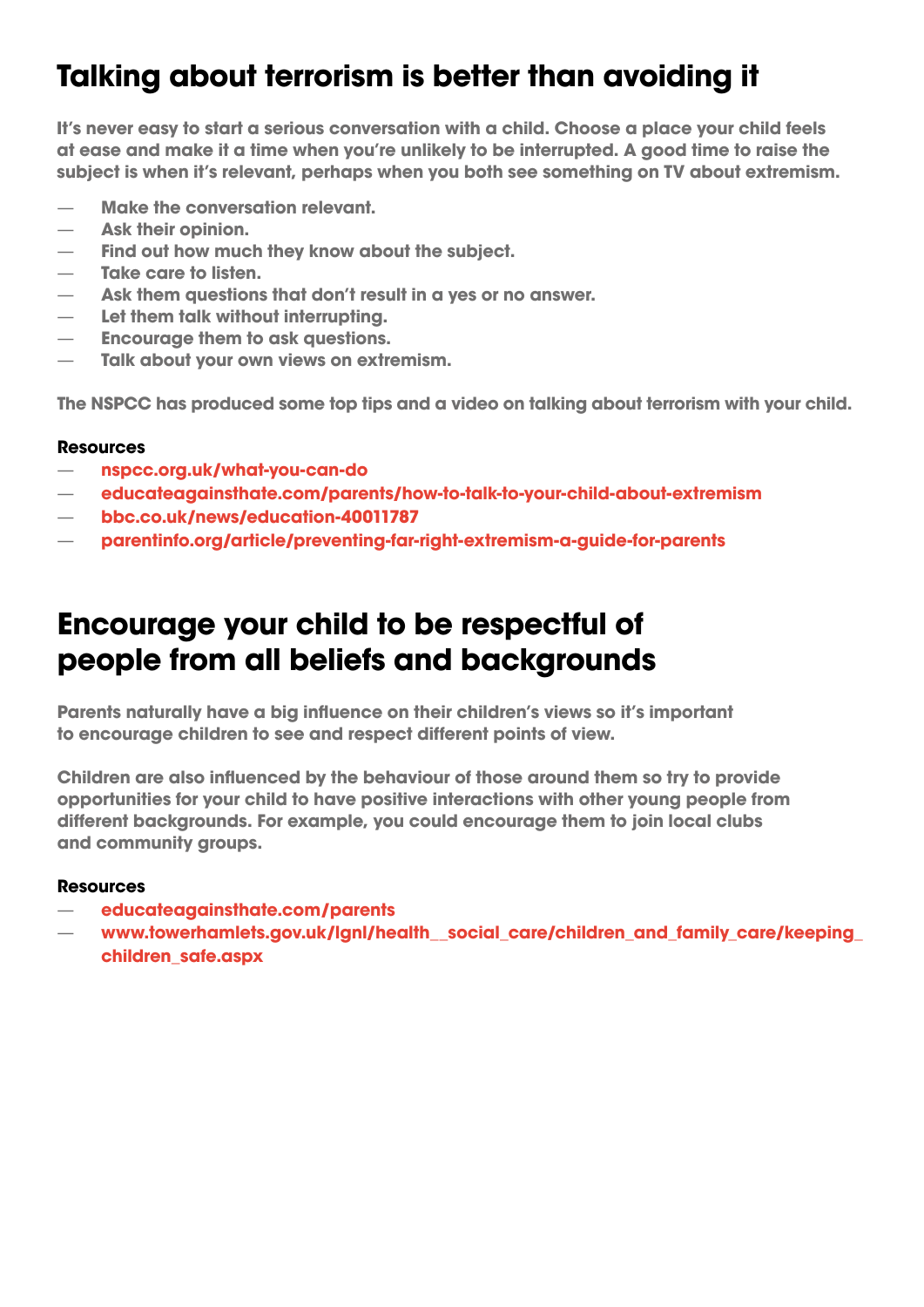## Talking about terrorism is better than avoiding it

**It's never easy to start a serious conversation with a child. Choose a place your child feels at ease and make it a time when you're unlikely to be interrupted. A good time to raise the subject is when it's relevant, perhaps when you both see something on TV about extremism.**

- **Make the conversation relevant.**
- **Ask their opinion.**
- **Find out how much they know about the subject.**
- **Take care to listen.**
- **Ask them questions that don't result in a yes or no answer.**
- **Let them talk without interrupting.**
- **Encourage them to ask questions.**
- **Talk about your own views on extremism.**

**The NSPCC has produced some top tips and a video on talking about terrorism with your child.**

**Resources**

- nspcc.org.uk/what-you-can-do
- educateagainsthate.com/parents/how-to-talk-to-your-child-about-extremism
- bbc.co.uk/news/education-40011787
- parentinfo.org/article/preventing-far-right-extremism-a-guide-for-parents

## Encourage your child to be respectful of people from all beliefs and backgrounds

**Parents naturally have a big influence on their children's views so it's important to encourage children to see and respect different points of view.**

**Children are also influenced by the behaviour of those around them so try to provide opportunities for your child to have positive interactions with other young people from different backgrounds. For example, you could encourage them to join local clubs and community groups.**

**Resources**

- educateagainsthate.com/parents
- www.towerhamlets.gov.uk/lgnl/health__social_care/children_and_family_care/keeping_children_safe.aspx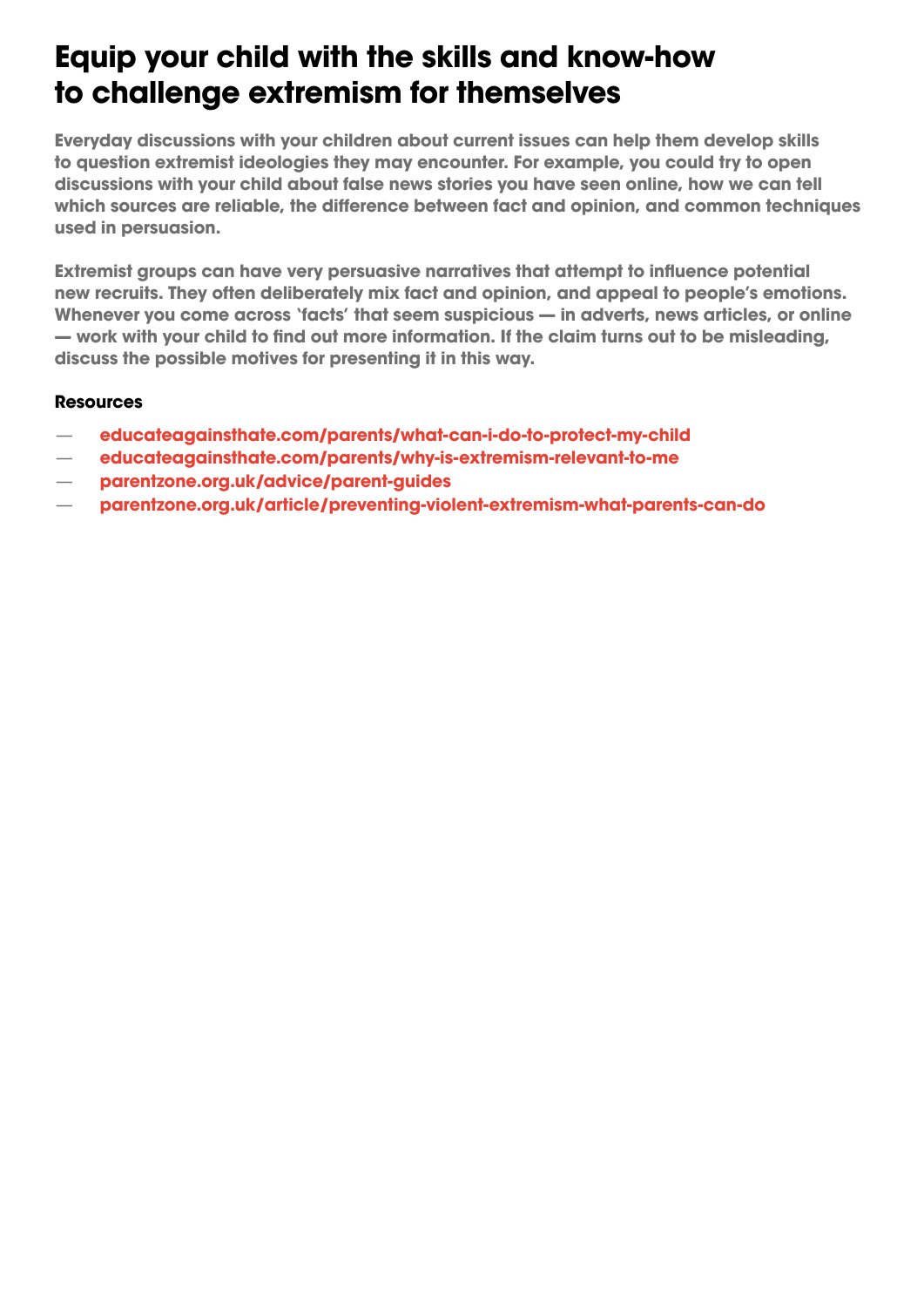# Equip your child with the skills and know-how to challenge extremism for themselves

**Everyday discussions with your children about current issues can help them develop skills to question extremist ideologies they may encounter. For example, you could try to open discussions with your child about false news stories you have seen online, how we can tell which sources are reliable, the difference between fact and opinion, and common techniques used in persuasion.**

**Extremist groups can have very persuasive narratives that attempt to influence potential new recruits. They often deliberately mix fact and opinion, and appeal to people's emotions. Whenever you come across 'facts' that seem suspicious — in adverts, news articles, or online — work with your child to find out more information. If the claim turns out to be misleading, discuss the possible motives for presenting it in this way.**

**Resources**

- **educateagainsthate.com/parents/what-can-i-do-to-protect-my-child**
- **educateagainsthate.com/parents/why-is-extremism-relevant-to-me**
- **parentzone.org.uk/advice/parent-guides**
- **parentzone.org.uk/article/preventing-violent-extremism-what-parents-can-do**